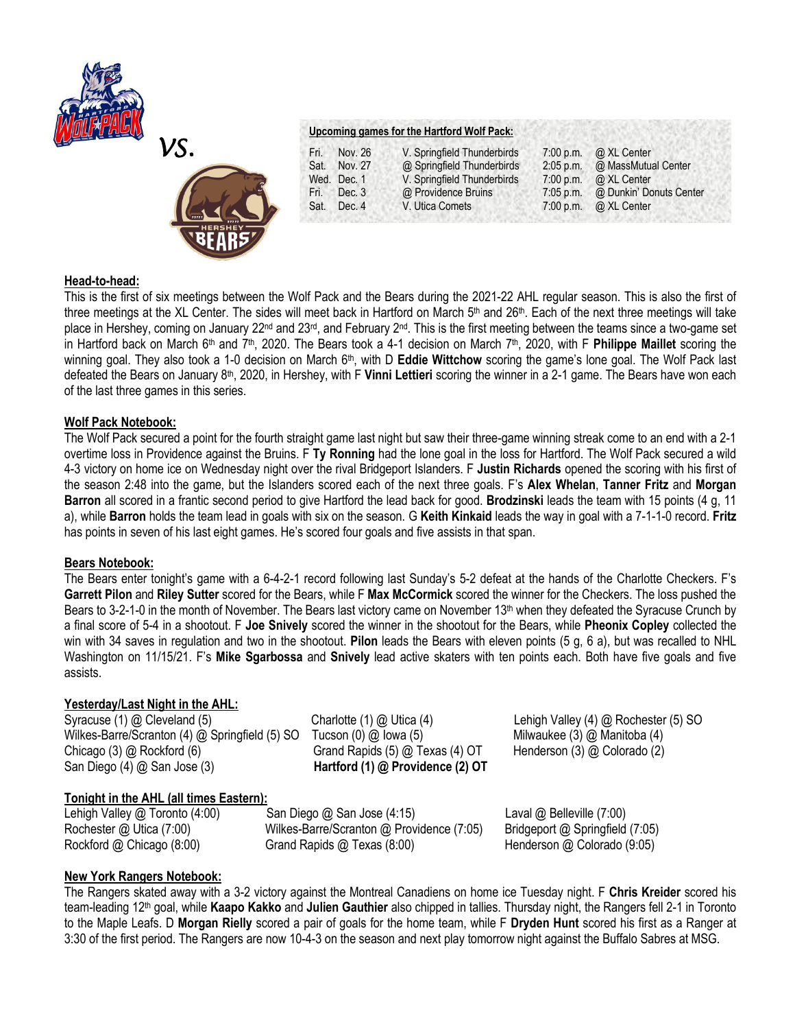vs.

**Upcoming games for the Hartford Wolf Pack:**

| | | | | |
|---|---|---|---|---|
| Fri. | Nov. 26 | V. Springfield Thunderbirds | 7:00 p.m. | @ XL Center |
| Sat. | Nov. 27 | @ Springfield Thunderbirds | 2:05 p.m. | @ MassMutual Center |
| Wed. | Dec. 1 | V. Springfield Thunderbirds | 7:00 p.m. | @ XL Center |
| Fri. | Dec. 3 | @ Providence Bruins | 7:05 p.m. | @ Dunkin' Donuts Center |
| Sat. | Dec. 4 | V. Utica Comets | 7:00 p.m. | @ XL Center |

## Head-to-head:

This is the first of six meetings between the Wolf Pack and the Bears during the 2021-22 AHL regular season. This is also the first of three meetings at the XL Center. The sides will meet back in Hartford on March 5th and 26th. Each of the next three meetings will take place in Hershey, coming on January 22nd and 23rd, and February 2nd. This is the first meeting between the teams since a two-game set in Hartford back on March 6th and 7th, 2020. The Bears took a 4-1 decision on March 7th, 2020, with F **Philippe Maillet** scoring the winning goal. They also took a 1-0 decision on March 6th, with D **Eddie Wittchow** scoring the game's lone goal. The Wolf Pack last defeated the Bears on January 8th, 2020, in Hershey, with F **Vinni Lettieri** scoring the winner in a 2-1 game. The Bears have won each of the last three games in this series.

## Wolf Pack Notebook:

The Wolf Pack secured a point for the fourth straight game last night but saw their three-game winning streak come to an end with a 2-1 overtime loss in Providence against the Bruins. F **Ty Ronning** had the lone goal in the loss for Hartford. The Wolf Pack secured a wild 4-3 victory on home ice on Wednesday night over the rival Bridgeport Islanders. F **Justin Richards** opened the scoring with his first of the season 2:48 into the game, but the Islanders scored each of the next three goals. F's **Alex Whelan**, **Tanner Fritz** and **Morgan Barron** all scored in a frantic second period to give Hartford the lead back for good. **Brodzinski** leads the team with 15 points (4 g, 11 a), while **Barron** holds the team lead in goals with six on the season. G **Keith Kinkaid** leads the way in goal with a 7-1-1-0 record. **Fritz** has points in seven of his last eight games. He's scored four goals and five assists in that span.

## Bears Notebook:

The Bears enter tonight's game with a 6-4-2-1 record following last Sunday's 5-2 defeat at the hands of the Charlotte Checkers. F's **Garrett Pilon** and **Riley Sutter** scored for the Bears, while F **Max McCormick** scored the winner for the Checkers. The loss pushed the Bears to 3-2-1-0 in the month of November. The Bears last victory came on November 13th when they defeated the Syracuse Crunch by a final score of 5-4 in a shootout. F **Joe Snively** scored the winner in the shootout for the Bears, while **Pheonix Copley** collected the win with 34 saves in regulation and two in the shootout. **Pilon** leads the Bears with eleven points (5 g, 6 a), but was recalled to NHL Washington on 11/15/21. F's **Mike Sgarbossa** and **Snively** lead active skaters with ten points each. Both have five goals and five assists.

## Yesterday/Last Night in the AHL:

Syracuse (1) @ Cleveland (5)
Wilkes-Barre/Scranton (4) @ Springfield (5) SO
Chicago (3) @ Rockford (6)
San Diego (4) @ San Jose (3)
Charlotte (1) @ Utica (4)
Tucson (0) @ Iowa (5)
Grand Rapids (5) @ Texas (4) OT
**Hartford (1) @ Providence (2) OT**
Lehigh Valley (4) @ Rochester (5) SO
Milwaukee (3) @ Manitoba (4)
Henderson (3) @ Colorado (2)

## Tonight in the AHL (all times Eastern):

Lehigh Valley @ Toronto (4:00)
Rochester @ Utica (7:00)
Rockford @ Chicago (8:00)
San Diego @ San Jose (4:15)
Wilkes-Barre/Scranton @ Providence (7:05)
Grand Rapids @ Texas (8:00)
Laval @ Belleville (7:00)
Bridgeport @ Springfield (7:05)
Henderson @ Colorado (9:05)

## New York Rangers Notebook:

The Rangers skated away with a 3-2 victory against the Montreal Canadiens on home ice Tuesday night. F **Chris Kreider** scored his team-leading 12th goal, while **Kaapo Kakko** and **Julien Gauthier** also chipped in tallies. Thursday night, the Rangers fell 2-1 in Toronto to the Maple Leafs. D **Morgan Rielly** scored a pair of goals for the home team, while F **Dryden Hunt** scored his first as a Ranger at 3:30 of the first period. The Rangers are now 10-4-3 on the season and next play tomorrow night against the Buffalo Sabres at MSG.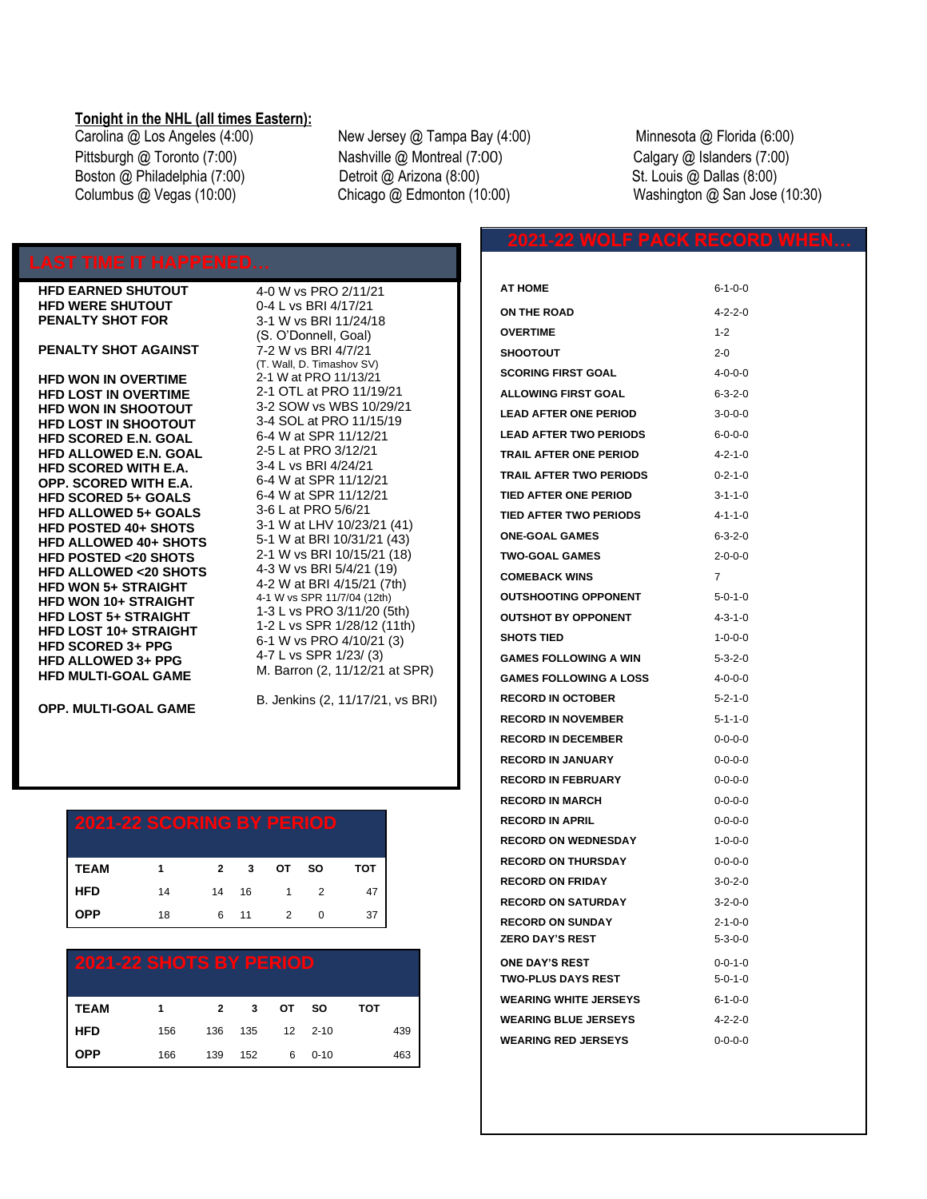## Tonight in the NHL (all times Eastern):

Carolina @ Los Angeles (4:00)
Pittsburgh @ Toronto (7:00)
Boston @ Philadelphia (7:00)
Columbus @ Vegas (10:00)
New Jersey @ Tampa Bay (4:00)
Nashville @ Montreal (7:00)
Detroit @ Arizona (8:00)
Chicago @ Edmonton (10:00)
Minnesota @ Florida (6:00)
Calgary @ Islanders (7:00)
St. Louis @ Dallas (8:00)
Washington @ San Jose (10:30)

## LAST TIME IT HAPPENED…

| | |
|---|---|
| **HFD EARNED SHUTOUT** | 4-0 W vs PRO 2/11/21 |
| **HFD WERE SHUTOUT** | 0-4 L vs BRI 4/17/21 |
| **PENALTY SHOT FOR** | 3-1 W vs BRI 11/24/18 (S. O'Donnell, Goal) |
| **PENALTY SHOT AGAINST** | 7-2 W vs BRI 4/7/21 (T. Wall, D. Timashov SV) |
| **HFD WON IN OVERTIME** | 2-1 W at PRO 11/13/21 |
| **HFD LOST IN OVERTIME** | 2-1 OTL at PRO 11/19/21 |
| **HFD WON IN SHOOTOUT** | 3-2 SOW vs WBS 10/29/21 |
| **HFD LOST IN SHOOTOUT** | 3-4 SOL at PRO 11/15/19 |
| **HFD SCORED E.N. GOAL** | 6-4 W at SPR 11/12/21 |
| **HFD ALLOWED E.N. GOAL** | 2-5 L at PRO 3/12/21 |
| **HFD SCORED WITH E.A.** | 3-4 L vs BRI 4/24/21 |
| **OPP. SCORED WITH E.A.** | 6-4 W at SPR 11/12/21 |
| **HFD SCORED 5+ GOALS** | 6-4 W at SPR 11/12/21 |
| **HFD ALLOWED 5+ GOALS** | 3-6 L at PRO 5/6/21 |
| **HFD POSTED 40+ SHOTS** | 3-1 W at LHV 10/23/21 (41) |
| **HFD ALLOWED 40+ SHOTS** | 5-1 W at BRI 10/31/21 (43) |
| **HFD POSTED <20 SHOTS** | 2-1 W vs BRI 10/15/21 (18) |
| **HFD ALLOWED <20 SHOTS** | 4-3 W vs BRI 5/4/21 (19) |
| **HFD WON 5+ STRAIGHT** | 4-2 W at BRI 4/15/21 (7th) |
| **HFD WON 10+ STRAIGHT** | 4-1 W vs SPR 11/7/04 (12th) |
| **HFD LOST 5+ STRAIGHT** | 1-3 L vs PRO 3/11/20 (5th) |
| **HFD LOST 10+ STRAIGHT** | 1-2 L vs SPR 1/28/12 (11th) |
| **HFD SCORED 3+ PPG** | 6-1 W vs PRO 4/10/21 (3) |
| **HFD ALLOWED 3+ PPG** | 4-7 L vs SPR 1/23/ (3) |
| **HFD MULTI-GOAL GAME** | M. Barron (2, 11/12/21 at SPR) |
| **OPP. MULTI-GOAL GAME** | B. Jenkins (2, 11/17/21, vs BRI) |

## 2021-22 SCORING BY PERIOD

| TEAM | 1 | 2 | 3 | OT | SO | TOT |
|---|---|---|---|---|---|---|
| HFD | 14 | 14 | 16 | 1 | 2 | 47 |
| OPP | 18 | 6 | 11 | 2 | 0 | 37 |

## 2021-22 SHOTS BY PERIOD

| TEAM | 1 | 2 | 3 | OT | SO | TOT |
|---|---|---|---|---|---|---|
| HFD | 156 | 136 | 135 | 12 | 2-10 | 439 |
| OPP | 166 | 139 | 152 | 6 | 0-10 | 463 |

## 2021-22 WOLF PACK RECORD WHEN…

| | |
|---|---|
| AT HOME | 6-1-0-0 |
| ON THE ROAD | 4-2-2-0 |
| OVERTIME | 1-2 |
| SHOOTOUT | 2-0 |
| SCORING FIRST GOAL | 4-0-0-0 |
| ALLOWING FIRST GOAL | 6-3-2-0 |
| LEAD AFTER ONE PERIOD | 3-0-0-0 |
| LEAD AFTER TWO PERIODS | 6-0-0-0 |
| TRAIL AFTER ONE PERIOD | 4-2-1-0 |
| TRAIL AFTER TWO PERIODS | 0-2-1-0 |
| TIED AFTER ONE PERIOD | 3-1-1-0 |
| TIED AFTER TWO PERIODS | 4-1-1-0 |
| ONE-GOAL GAMES | 6-3-2-0 |
| TWO-GOAL GAMES | 2-0-0-0 |
| COMEBACK WINS | 7 |
| OUTSHOOTING OPPONENT | 5-0-1-0 |
| OUTSHOT BY OPPONENT | 4-3-1-0 |
| SHOTS TIED | 1-0-0-0 |
| GAMES FOLLOWING A WIN | 5-3-2-0 |
| GAMES FOLLOWING A LOSS | 4-0-0-0 |
| RECORD IN OCTOBER | 5-2-1-0 |
| RECORD IN NOVEMBER | 5-1-1-0 |
| RECORD IN DECEMBER | 0-0-0-0 |
| RECORD IN JANUARY | 0-0-0-0 |
| RECORD IN FEBRUARY | 0-0-0-0 |
| RECORD IN MARCH | 0-0-0-0 |
| RECORD IN APRIL | 0-0-0-0 |
| RECORD ON WEDNESDAY | 1-0-0-0 |
| RECORD ON THURSDAY | 0-0-0-0 |
| RECORD ON FRIDAY | 3-0-2-0 |
| RECORD ON SATURDAY | 3-2-0-0 |
| RECORD ON SUNDAY | 2-1-0-0 |
| ZERO DAY'S REST | 5-3-0-0 |
| ONE DAY'S REST | 0-0-1-0 |
| TWO-PLUS DAYS REST | 5-0-1-0 |
| WEARING WHITE JERSEYS | 6-1-0-0 |
| WEARING BLUE JERSEYS | 4-2-2-0 |
| WEARING RED JERSEYS | 0-0-0-0 |